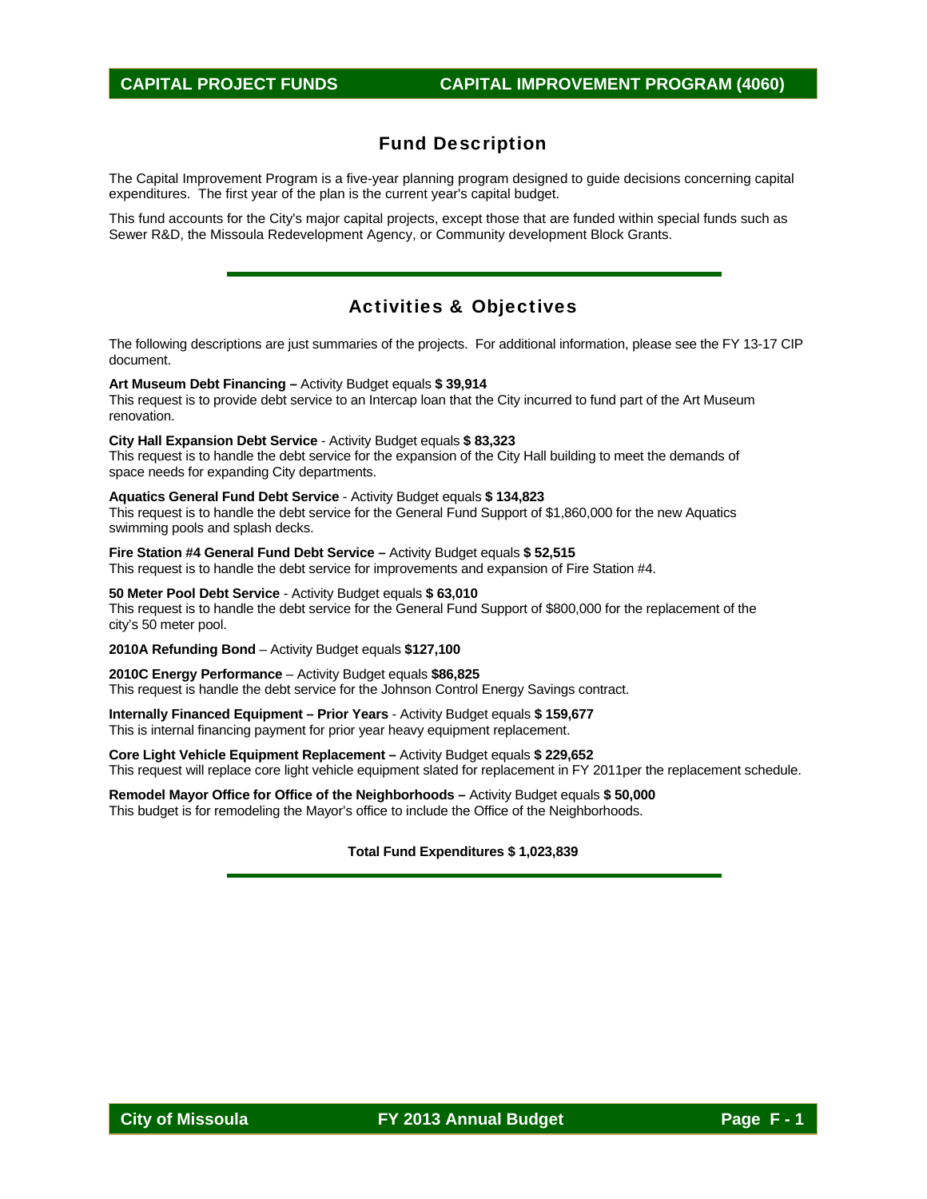**CAPITAL PROJECT FUNDS** **CAPITAL IMPROVEMENT PROGRAM (4060)**

## Fund Description

The Capital Improvement Program is a five-year planning program designed to guide decisions concerning capital expenditures. The first year of the plan is the current year's capital budget.

This fund accounts for the City's major capital projects, except those that are funded within special funds such as Sewer R&D, the Missoula Redevelopment Agency, or Community development Block Grants.

## Activities & Objectives

The following descriptions are just summaries of the projects. For additional information, please see the FY 13-17 CIP document.

**Art Museum Debt Financing –** Activity Budget equals **$ 39,914**
This request is to provide debt service to an Intercap loan that the City incurred to fund part of the Art Museum renovation.

**City Hall Expansion Debt Service** - Activity Budget equals **$ 83,323**
This request is to handle the debt service for the expansion of the City Hall building to meet the demands of space needs for expanding City departments.

**Aquatics General Fund Debt Service** - Activity Budget equals **$ 134,823**
This request is to handle the debt service for the General Fund Support of $1,860,000 for the new Aquatics swimming pools and splash decks.

**Fire Station #4 General Fund Debt Service –** Activity Budget equals **$ 52,515**
This request is to handle the debt service for improvements and expansion of Fire Station #4.

**50 Meter Pool Debt Service** - Activity Budget equals **$ 63,010**
This request is to handle the debt service for the General Fund Support of $800,000 for the replacement of the city's 50 meter pool.

**2010A Refunding Bond** – Activity Budget equals **$127,100**

**2010C Energy Performance** – Activity Budget equals **$86,825**
This request is handle the debt service for the Johnson Control Energy Savings contract.

**Internally Financed Equipment – Prior Years** - Activity Budget equals **$ 159,677**
This is internal financing payment for prior year heavy equipment replacement.

**Core Light Vehicle Equipment Replacement –** Activity Budget equals **$ 229,652**
This request will replace core light vehicle equipment slated for replacement in FY 2011per the replacement schedule.

**Remodel Mayor Office for Office of the Neighborhoods –** Activity Budget equals **$ 50,000**
This budget is for remodeling the Mayor's office to include the Office of the Neighborhoods.

**Total Fund Expenditures $ 1,023,839**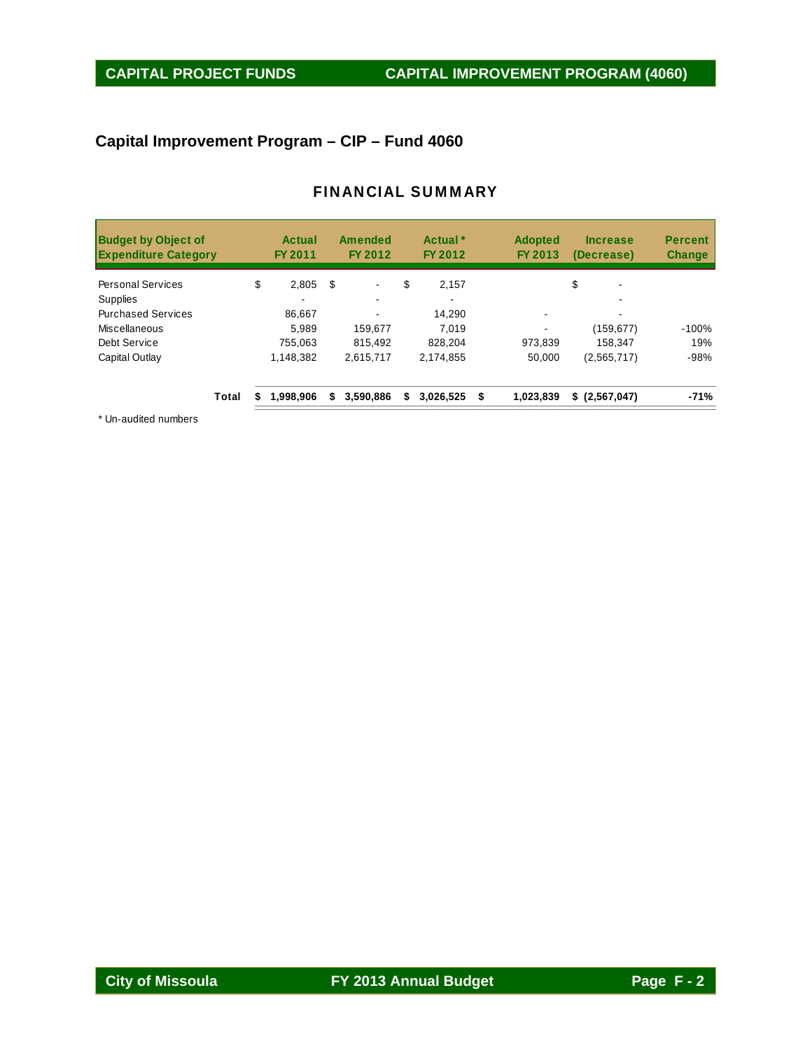## Capital Improvement Program – CIP – Fund 4060

### FINANCIAL SUMMARY

| Budget by Object of Expenditure Category | Actual FY 2011 | Amended FY 2012 | Actual * FY 2012 | Adopted FY 2013 | Increase (Decrease) | Percent Change |
|---|---|---|---|---|---|---|
| Personal Services | $ 2,805 | $ - | $ 2,157 | | $ - | |
| Supplies | - | - | - | | - | |
| Purchased Services | 86,667 | - | 14,290 | - | - | |
| Miscellaneous | 5,989 | 159,677 | 7,019 | - | (159,677) | -100% |
| Debt Service | 755,063 | 815,492 | 828,204 | 973,839 | 158,347 | 19% |
| Capital Outlay | 1,148,382 | 2,615,717 | 2,174,855 | 50,000 | (2,565,717) | -98% |
| **Total** | **$ 1,998,906** | **$ 3,590,886** | **$ 3,026,525** | **$ 1,023,839** | **$ (2,567,047)** | **-71%** |

* Un-audited numbers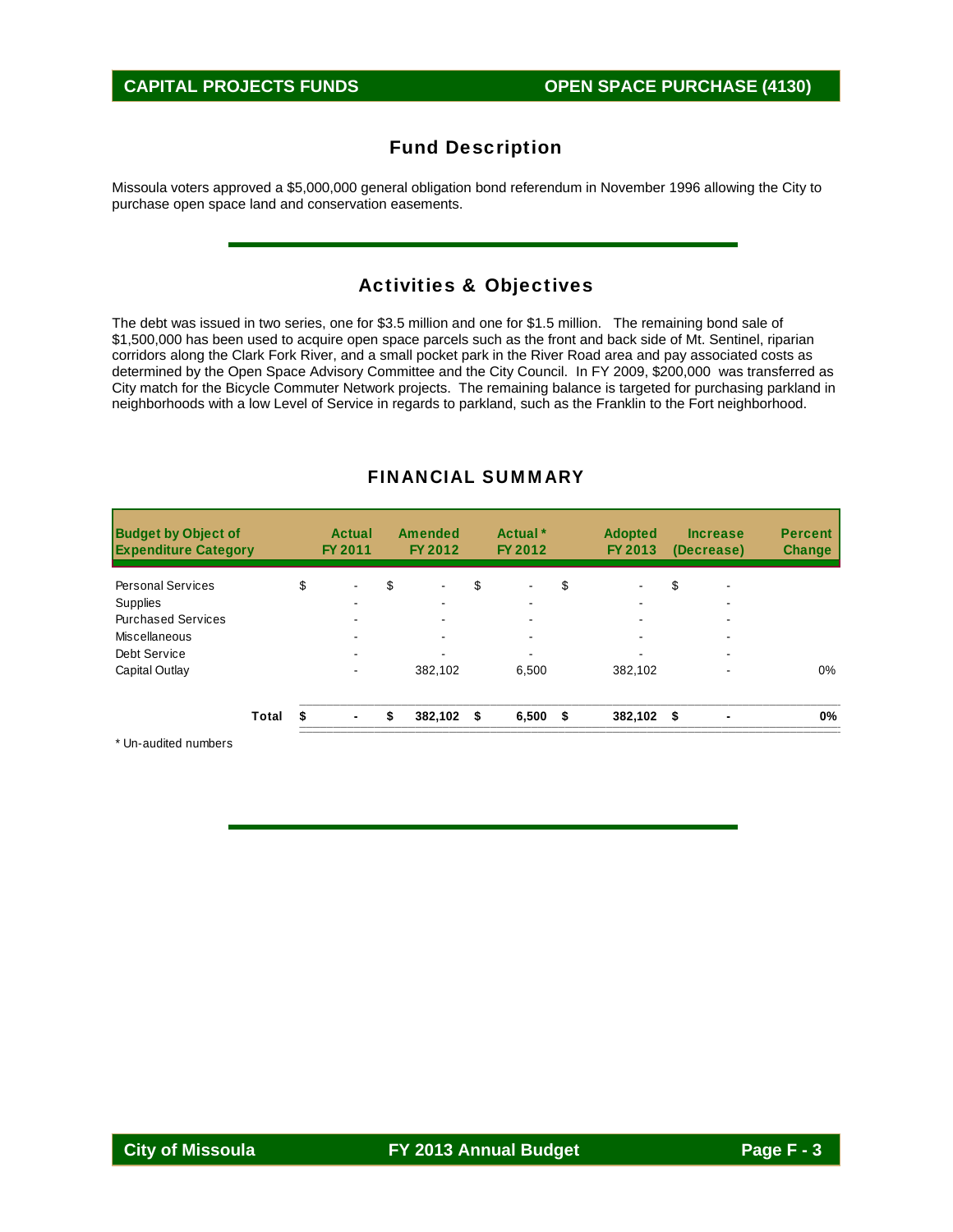## CAPITAL PROJECTS FUNDS — OPEN SPACE PURCHASE (4130)

## Fund Description

Missoula voters approved a $5,000,000 general obligation bond referendum in November 1996 allowing the City to purchase open space land and conservation easements.

## Activities & Objectives

The debt was issued in two series, one for $3.5 million and one for $1.5 million. The remaining bond sale of $1,500,000 has been used to acquire open space parcels such as the front and back side of Mt. Sentinel, riparian corridors along the Clark Fork River, and a small pocket park in the River Road area and pay associated costs as determined by the Open Space Advisory Committee and the City Council. In FY 2009, $200,000 was transferred as City match for the Bicycle Commuter Network projects. The remaining balance is targeted for purchasing parkland in neighborhoods with a low Level of Service in regards to parkland, such as the Franklin to the Fort neighborhood.

## FINANCIAL SUMMARY

| Budget by Object of Expenditure Category | Actual FY 2011 | Amended FY 2012 | Actual * FY 2012 | Adopted FY 2013 | Increase (Decrease) | Percent Change |
|---|---|---|---|---|---|---|
| Personal Services | $ - | $ - | $ - | $ - | $ - | |
| Supplies | - | - | - | - | - | |
| Purchased Services | - | - | - | - | - | |
| Miscellaneous | - | - | - | - | - | |
| Debt Service | - | - | - | - | - | |
| Capital Outlay | - | 382,102 | 6,500 | 382,102 | - | 0% |
| **Total** | **$ -** | **$ 382,102** | **$ 6,500** | **$ 382,102** | **$ -** | **0%** |

\* Un-audited numbers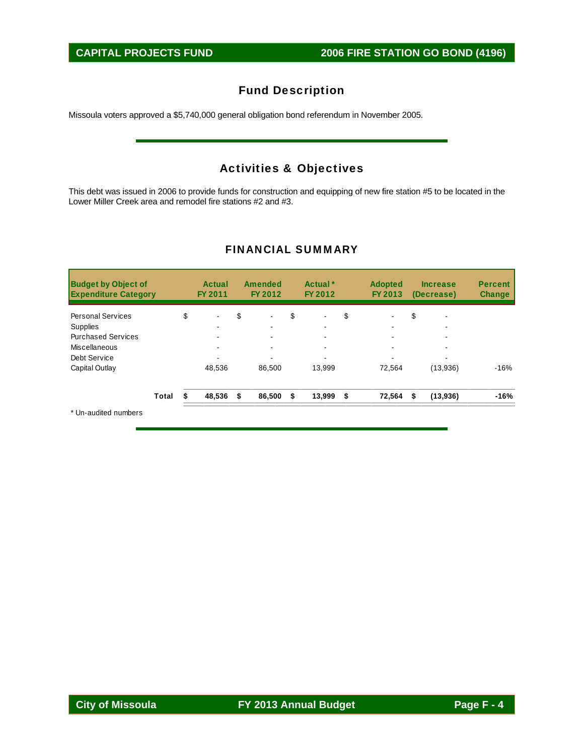# CAPITAL PROJECTS FUND — 2006 FIRE STATION GO BOND (4196)

## Fund Description

Missoula voters approved a $5,740,000 general obligation bond referendum in November 2005.

## Activities & Objectives

This debt was issued in 2006 to provide funds for construction and equipping of new fire station #5 to be located in the Lower Miller Creek area and remodel fire stations #2 and #3.

## FINANCIAL SUMMARY

| Budget by Object of Expenditure Category | Actual FY 2011 | Amended FY 2012 | Actual * FY 2012 | Adopted FY 2013 | Increase (Decrease) | Percent Change |
|---|---|---|---|---|---|---|
| Personal Services | $ - | $ - | $ - | $ - | $ - | |
| Supplies | - | - | - | - | - | |
| Purchased Services | - | - | - | - | - | |
| Miscellaneous | - | - | - | - | - | |
| Debt Service | - | - | - | - | - | |
| Capital Outlay | 48,536 | 86,500 | 13,999 | 72,564 | (13,936) | -16% |
| **Total** | **$ 48,536** | **$ 86,500** | **$ 13,999** | **$ 72,564** | **$ (13,936)** | **-16%** |

\* Un-audited numbers